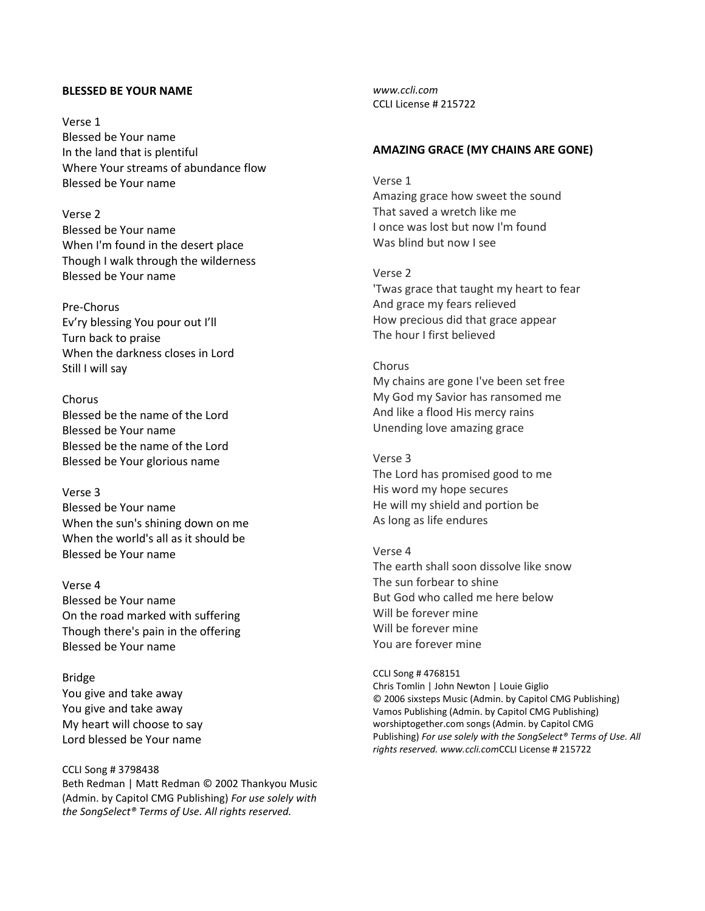**BLESSED BE YOUR NAME**

Verse 1
Blessed be Your name
In the land that is plentiful
Where Your streams of abundance flow
Blessed be Your name

Verse 2
Blessed be Your name
When I'm found in the desert place
Though I walk through the wilderness
Blessed be Your name

Pre-Chorus
Ev'ry blessing You pour out I'll
Turn back to praise
When the darkness closes in Lord
Still I will say

Chorus
Blessed be the name of the Lord
Blessed be Your name
Blessed be the name of the Lord
Blessed be Your glorious name

Verse 3
Blessed be Your name
When the sun's shining down on me
When the world's all as it should be
Blessed be Your name

Verse 4
Blessed be Your name
On the road marked with suffering
Though there's pain in the offering
Blessed be Your name

Bridge
You give and take away
You give and take away
My heart will choose to say
Lord blessed be Your name

CCLI Song # 3798438
Beth Redman | Matt Redman © 2002 Thankyou Music (Admin. by Capitol CMG Publishing) *For use solely with the SongSelect® Terms of Use. All rights reserved. www.ccli.com*
CCLI License # 215722

**AMAZING GRACE (MY CHAINS ARE GONE)**

Verse 1
Amazing grace how sweet the sound
That saved a wretch like me
I once was lost but now I'm found
Was blind but now I see

Verse 2
'Twas grace that taught my heart to fear
And grace my fears relieved
How precious did that grace appear
The hour I first believed

Chorus
My chains are gone I've been set free
My God my Savior has ransomed me
And like a flood His mercy rains
Unending love amazing grace

Verse 3
The Lord has promised good to me
His word my hope secures
He will my shield and portion be
As long as life endures

Verse 4
The earth shall soon dissolve like snow
The sun forbear to shine
But God who called me here below
Will be forever mine
Will be forever mine
You are forever mine

CCLI Song # 4768151
Chris Tomlin | John Newton | Louie Giglio
© 2006 sixsteps Music (Admin. by Capitol CMG Publishing)
Vamos Publishing (Admin. by Capitol CMG Publishing)
worshiptogether.com songs (Admin. by Capitol CMG Publishing) *For use solely with the SongSelect® Terms of Use. All rights reserved. www.ccli.com*CCLI License # 215722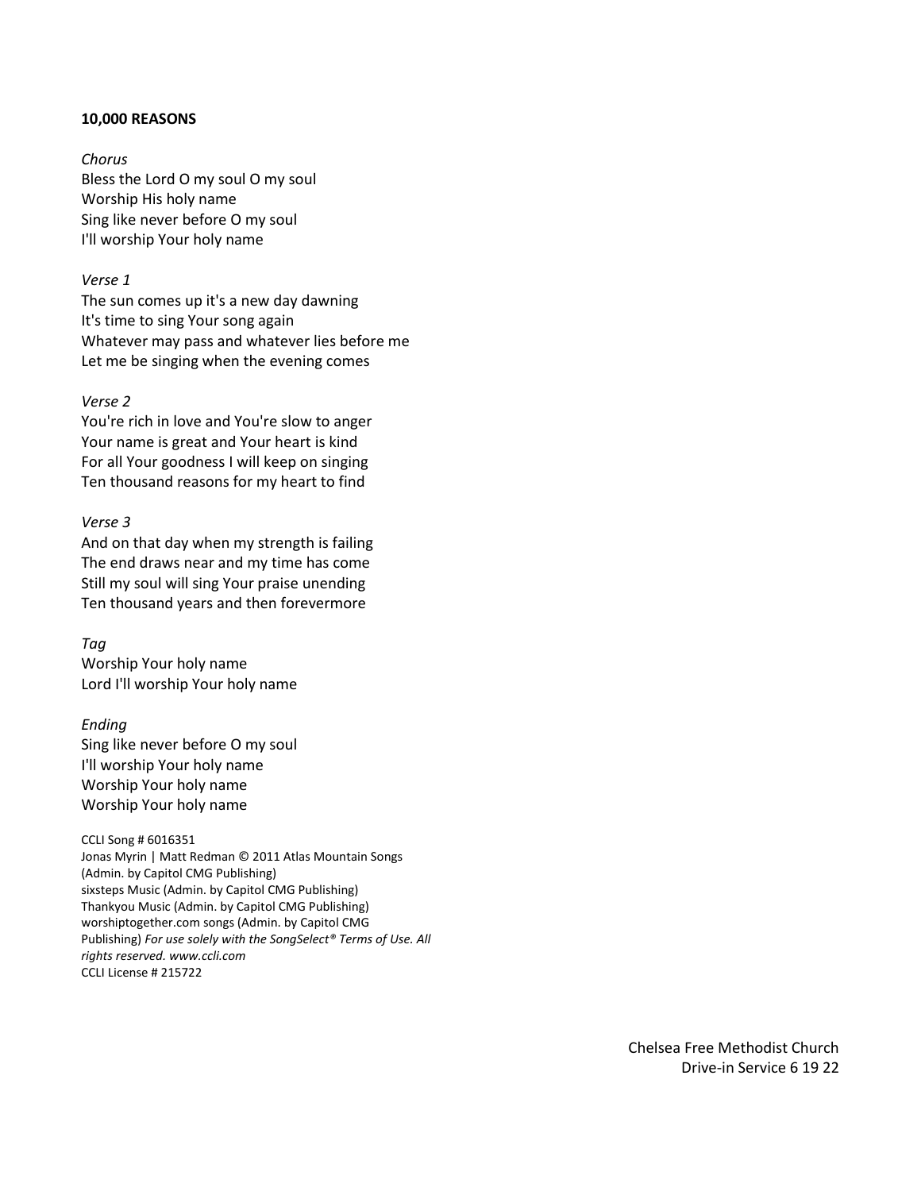**10,000 REASONS**

*Chorus*
Bless the Lord O my soul O my soul
Worship His holy name
Sing like never before O my soul
I'll worship Your holy name

*Verse 1*
The sun comes up it's a new day dawning
It's time to sing Your song again
Whatever may pass and whatever lies before me
Let me be singing when the evening comes

*Verse 2*
You're rich in love and You're slow to anger
Your name is great and Your heart is kind
For all Your goodness I will keep on singing
Ten thousand reasons for my heart to find

*Verse 3*
And on that day when my strength is failing
The end draws near and my time has come
Still my soul will sing Your praise unending
Ten thousand years and then forevermore

*Tag*
Worship Your holy name
Lord I'll worship Your holy name

*Ending*
Sing like never before O my soul
I'll worship Your holy name
Worship Your holy name
Worship Your holy name

CCLI Song # 6016351
Jonas Myrin | Matt Redman © 2011 Atlas Mountain Songs (Admin. by Capitol CMG Publishing)
sixsteps Music (Admin. by Capitol CMG Publishing)
Thankyou Music (Admin. by Capitol CMG Publishing)
worshiptogether.com songs (Admin. by Capitol CMG Publishing) *For use solely with the SongSelect® Terms of Use. All rights reserved. www.ccli.com*
CCLI License # 215722

Chelsea Free Methodist Church
Drive-in Service 6 19 22